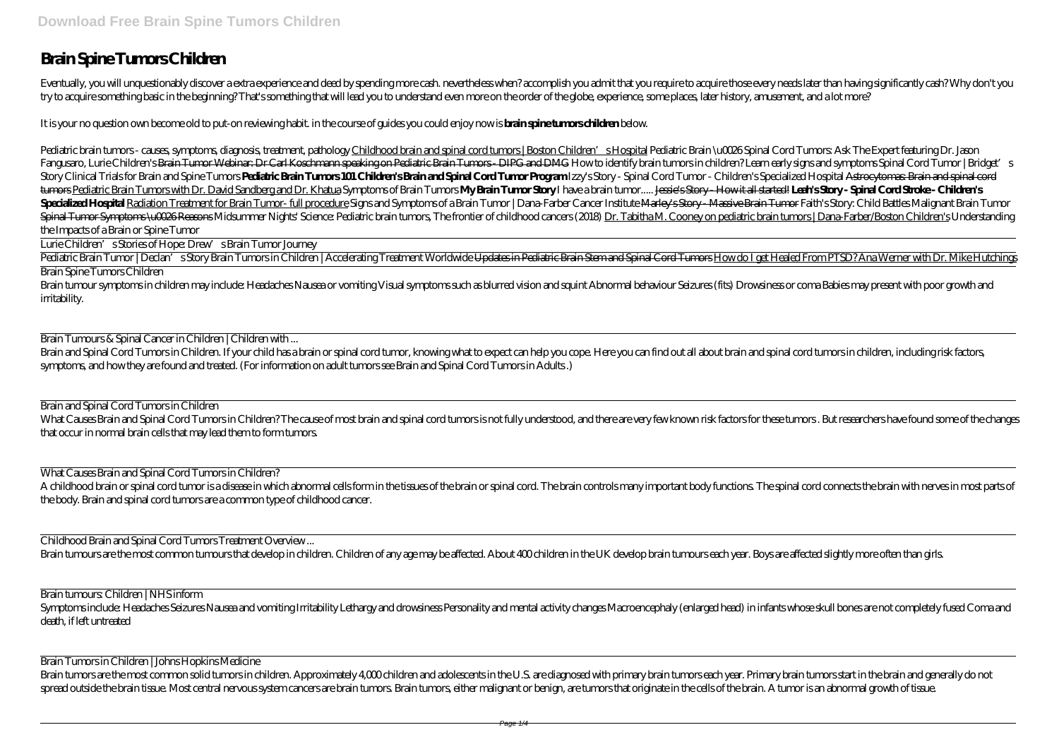# Brain Spine Tumors Children

Eventually, you will unquestionably discover a extra experience and deed by spending more cash. nevertheless when? accomplish you admit that you require to acquire those every needs later than having significantly cash? Why don't you try to acquire something basic in the beginning? That's something that will lead you to understand even more on the order of the globe, experience, some places, later history, amusement, and a lot more?

It is your no question own become old to put-on reviewing habit. in the course of guides you could enjoy now is **brain spine tumors children** below.

*Pediatric brain tumors - causes, symptoms, diagnosis, treatment, pathology* Childhood brain and spinal cord tumors | Boston Children's Hospital *Pediatric Brain \u0026 Spinal Cord Tumors: Ask The Expert featuring Dr. Jason Fangusaro, Lurie Children's* Brain Tumor Webinar: Dr Carl Koschmann speaking on Pediatric Brain Tumors - DIPG and DMG *How to identify brain tumors in children? Learn early signs and symptoms* *Spinal Cord Tumor | Bridget's Story* *Clinical Trials for Brain and Spine Tumors* **Pediatric Brain Tumors 101** **Children's Brain and Spinal Cord Tumor Program** *Izzy's Story - Spinal Cord Tumor - Children's Specialized Hospital* ~~Astrocytomas: Brain and spinal cord tumors~~ Pediatric Brain Tumors with Dr. David Sandberg and Dr. Khatua *Symptoms of Brain Tumors* **My Brain Tumor Story** *I have a brain tumor.....* ~~Jessie's Story - How it all started!~~ **Leah's Story - Spinal Cord Stroke - Children's Specialized Hospital** Radiation Treatment for Brain Tumor- full procedure *Signs and Symptoms of a Brain Tumor | Dana-Farber Cancer Institute* ~~Marley's Story - Massive Brain Tumor~~ *Faith's Story: Child Battles Malignant Brain Tumor* ~~Spinal Tumor Symptoms \u0026 Reasons~~ *Midsummer Nights' Science: Pediatric brain tumors, The frontier of childhood cancers (2018)* Dr. Tabitha M. Cooney on pediatric brain tumors | Dana-Farber/Boston Children's *Understanding the Impacts of a Brain or Spine Tumor*

Lurie Children's Stories of Hope: Drew's Brain Tumor Journey

Pediatric Brain Tumor | Declan's Story *Brain Tumors in Children | Accelerating Treatment Worldwide* ~~Updates in Pediatric Brain Stem and Spinal Cord Tumors~~ How do I get Healed From PTSD? Ana Werner with Dr. Mike Hutchings

## Brain Spine Tumors Children

Brain tumour symptoms in children may include: Headaches Nausea or vomiting Visual symptoms such as blurred vision and squint Abnormal behaviour Seizures (fits) Drowsiness or coma Babies may present with poor growth and irritability.

## Brain Tumours & Spinal Cancer in Children | Children with ...

Brain and Spinal Cord Tumors in Children. If your child has a brain or spinal cord tumor, knowing what to expect can help you cope. Here you can find out all about brain and spinal cord tumors in children, including risk factors, symptoms, and how they are found and treated. (For information on adult tumors see Brain and Spinal Cord Tumors in Adults.)

## Brain and Spinal Cord Tumors in Children

What Causes Brain and Spinal Cord Tumors in Children? The cause of most brain and spinal cord tumors is not fully understood, and there are very few known risk factors for these tumors. But researchers have found some of the changes that occur in normal brain cells that may lead them to form tumors.

## What Causes Brain and Spinal Cord Tumors in Children?

A childhood brain or spinal cord tumor is a disease in which abnormal cells form in the tissues of the brain or spinal cord. The brain controls many important body functions. The spinal cord connects the brain with nerves in most parts of the body. Brain and spinal cord tumors are a common type of childhood cancer.

## Childhood Brain and Spinal Cord Tumors Treatment Overview ...

Brain tumours are the most common tumours that develop in children. Children of any age may be affected. About 400 children in the UK develop brain tumours each year. Boys are affected slightly more often than girls.

## Brain tumours: Children | NHS inform

Symptoms include: Headaches Seizures Nausea and vomiting Irritability Lethargy and drowsiness Personality and mental activity changes Macroencephaly (enlarged head) in infants whose skull bones are not completely fused Coma and death, if left untreated

## Brain Tumors in Children | Johns Hopkins Medicine

Brain tumors are the most common solid tumors in children. Approximately 4,000 children and adolescents in the U.S. are diagnosed with primary brain tumors each year. Primary brain tumors start in the brain and generally do not spread outside the brain tissue. Most central nervous system cancers are brain tumors. Brain tumors, either malignant or benign, are tumors that originate in the cells of the brain. A tumor is an abnormal growth of tissue.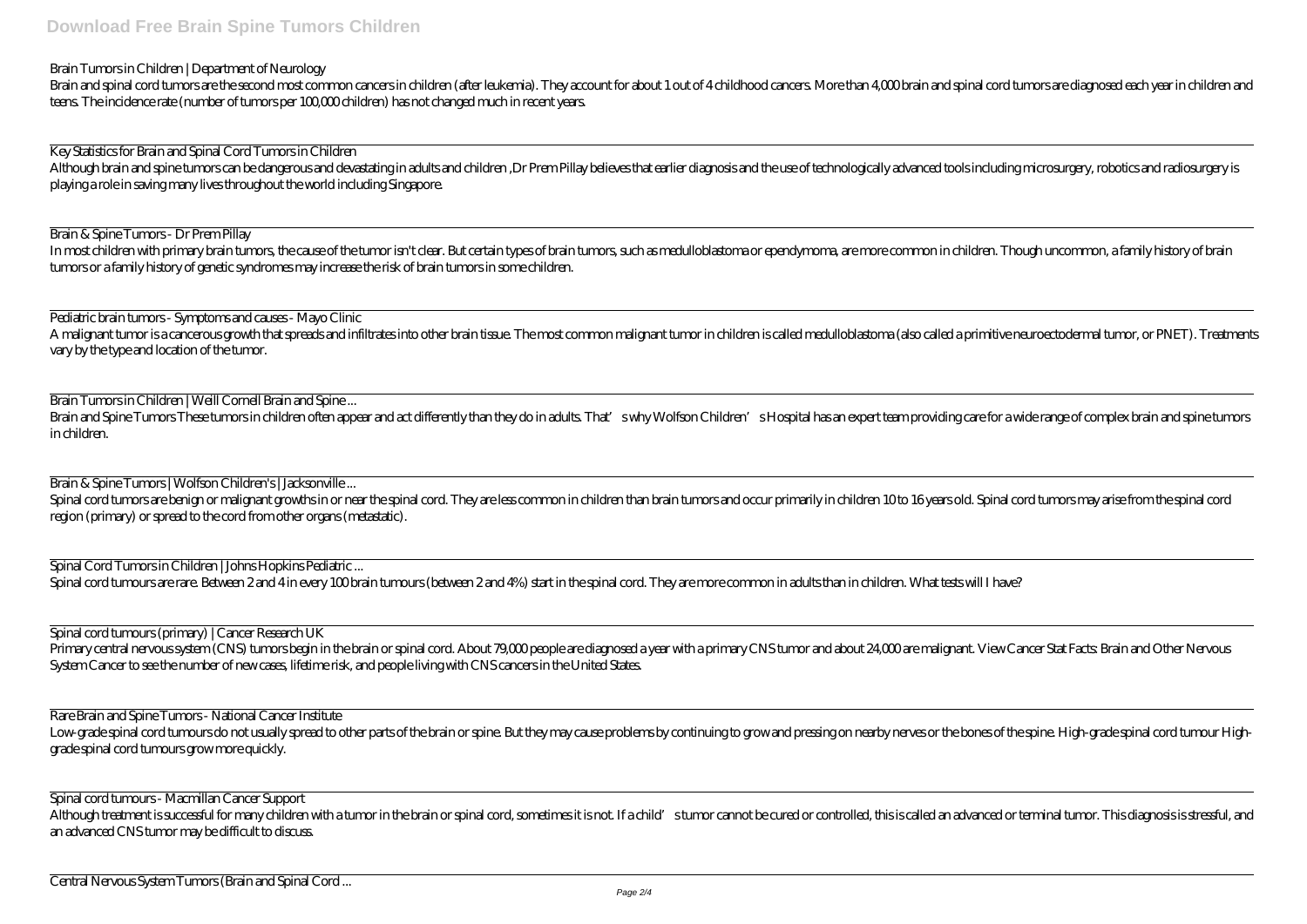Brain Tumors in Children | Department of Neurology

Brain and spinal cord tumors are the second most common cancers in children (after leukemia). They account for about 1 out of 4 childhood cancers. More than 4,000 brain and spinal cord tumors are diagnosed each year in children and teens. The incidence rate (number of tumors per 100,000 children) has not changed much in recent years.

Key Statistics for Brain and Spinal Cord Tumors in Children

Although brain and spine tumors can be dangerous and devastating in adults and children ,Dr Prem Pillay believes that earlier diagnosis and the use of technologically advanced tools including microsurgery, robotics and radiosurgery is playing a role in saving many lives throughout the world including Singapore.

Brain & Spine Tumors - Dr Prem Pillay

In most children with primary brain tumors, the cause of the tumor isn't clear. But certain types of brain tumors, such as medulloblastoma or ependymoma, are more common in children. Though uncommon, a family history of brain tumors or a family history of genetic syndromes may increase the risk of brain tumors in some children.

Pediatric brain tumors - Symptoms and causes - Mayo Clinic

A malignant tumor is a cancerous growth that spreads and infiltrates into other brain tissue. The most common malignant tumor in children is called medulloblastoma (also called a primitive neuroectodermal tumor, or PNET). Treatments vary by the type and location of the tumor.

Brain Tumors in Children | Weill Cornell Brain and Spine ...

Brain and Spine Tumors These tumors in children often appear and act differently than they do in adults. That's why Wolfson Children's Hospital has an expert team providing care for a wide range of complex brain and spine tumors in children.

Brain & Spine Tumors | Wolfson Children's | Jacksonville ...

Spinal cord tumors are benign or malignant growths in or near the spinal cord. They are less common in children than brain tumors and occur primarily in children 10 to 16 years old. Spinal cord tumors may arise from the spinal cord region (primary) or spread to the cord from other organs (metastatic).

Spinal Cord Tumors in Children | Johns Hopkins Pediatric ...

Spinal cord tumours are rare. Between 2 and 4 in every 100 brain tumours (between 2 and 4%) start in the spinal cord. They are more common in adults than in children. What tests will I have?

Spinal cord tumours (primary) | Cancer Research UK

Primary central nervous system (CNS) tumors begin in the brain or spinal cord. About 79,000 people are diagnosed a year with a primary CNS tumor and about 24,000 are malignant. View Cancer Stat Facts: Brain and Other Nervous System Cancer to see the number of new cases, lifetime risk, and people living with CNS cancers in the United States.

Rare Brain and Spine Tumors - National Cancer Institute

Low-grade spinal cord tumours do not usually spread to other parts of the brain or spine. But they may cause problems by continuing to grow and pressing on nearby nerves or the bones of the spine. High-grade spinal cord tumour High-grade spinal cord tumours grow more quickly.

Spinal cord tumours - Macmillan Cancer Support

Although treatment is successful for many children with a tumor in the brain or spinal cord, sometimes it is not. If a child's tumor cannot be cured or controlled, this is called an advanced or terminal tumor. This diagnosis is stressful, and an advanced CNS tumor may be difficult to discuss.

Central Nervous System Tumors (Brain and Spinal Cord ...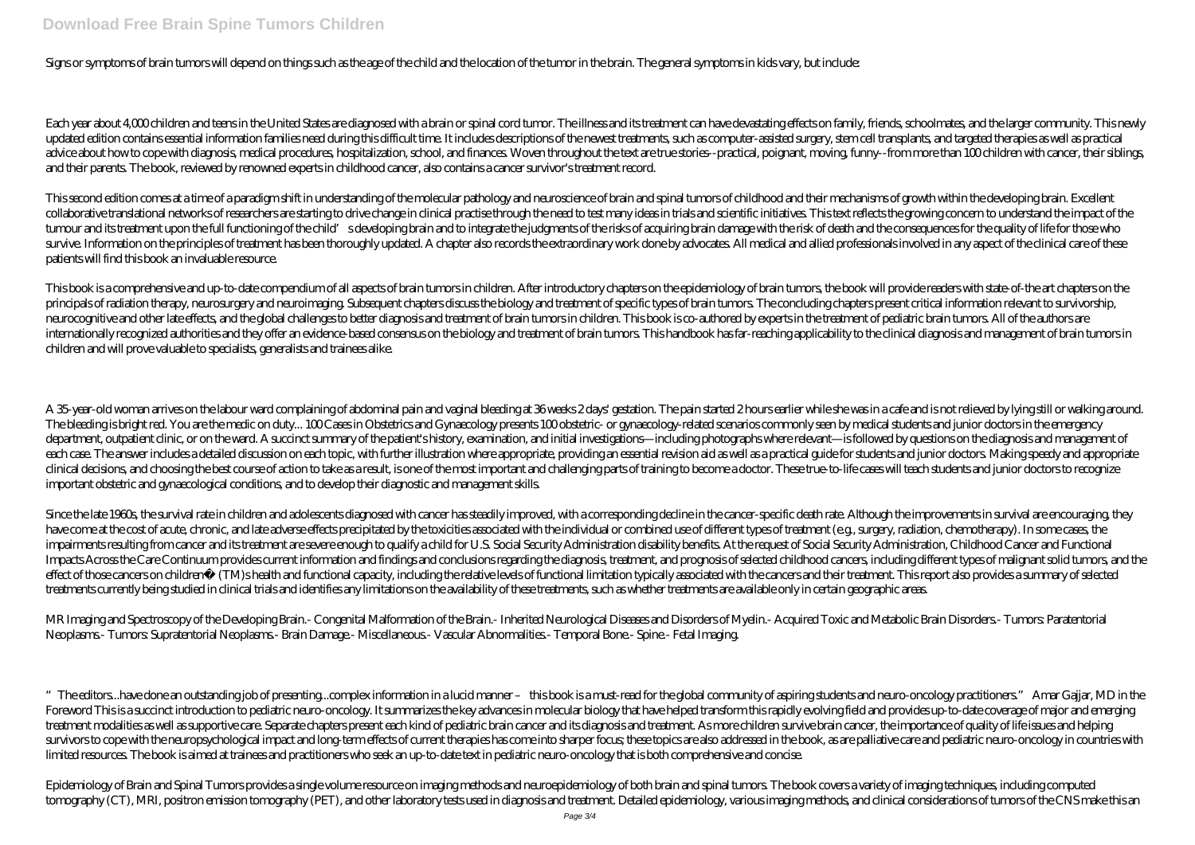Signs or symptoms of brain tumors will depend on things such as the age of the child and the location of the tumor in the brain. The general symptoms in kids vary, but include:

Each year about 4,000 children and teens in the United States are diagnosed with a brain or spinal cord tumor. The illness and its treatment can have devastating effects on family, friends, schoolmates, and the larger community. This newly updated edition contains essential information families need during this difficult time. It includes descriptions of the newest treatments, such as computer-assisted surgery, stem cell transplants, and targeted therapies as well as practical advice about how to cope with diagnosis, medical procedures, hospitalization, school, and finances. Woven throughout the text are true stories--practical, poignant, moving, funny--from more than 100 children with cancer, their siblings, and their parents. The book, reviewed by renowned experts in childhood cancer, also contains a cancer survivor's treatment record.

This second edition comes at a time of a paradigm shift in understanding of the molecular pathology and neuroscience of brain and spinal tumors of childhood and their mechanisms of growth within the developing brain. Excellent collaborative translational networks of researchers are starting to drive change in clinical practise through the need to test many ideas in trials and scientific initiatives. This text reflects the growing concern to understand the impact of the tumour and its treatment upon the full functioning of the child's developing brain and to integrate the judgments of the risks of acquiring brain damage with the risk of death and the consequences for the quality of life for those who survive. Information on the principles of treatment has been thoroughly updated. A chapter also records the extraordinary work done by advocates. All medical and allied professionals involved in any aspect of the clinical care of these patients will find this book an invaluable resource.

This book is a comprehensive and up-to-date compendium of all aspects of brain tumors in children. After introductory chapters on the epidemiology of brain tumors, the book will provide readers with state-of-the art chapters on the principals of radiation therapy, neurosurgery and neuroimaging. Subsequent chapters discuss the biology and treatment of specific types of brain tumors. The concluding chapters present critical information relevant to survivorship, neurocognitive and other late effects, and the global challenges to better diagnosis and treatment of brain tumors in children. This book is co-authored by experts in the treatment of pediatric brain tumors. All of the authors are internationally recognized authorities and they offer an evidence-based consensus on the biology and treatment of brain tumors. This handbook has far-reaching applicability to the clinical diagnosis and management of brain tumors in children and will prove valuable to specialists, generalists and trainees alike.

A 35-year-old woman arrives on the labour ward complaining of abdominal pain and vaginal bleeding at 36 weeks 2 days' gestation. The pain started 2 hours earlier while she was in a cafe and is not relieved by lying still or walking around. The bleeding is bright red. You are the medic on duty... 100 Cases in Obstetrics and Gynaecology presents 100 obstetric- or gynaecology-related scenarios commonly seen by medical students and junior doctors in the emergency department, outpatient clinic, or on the ward. A succinct summary of the patient's history, examination, and initial investigations—including photographs where relevant—is followed by questions on the diagnosis and management of each case. The answer includes a detailed discussion on each topic, with further illustration where appropriate, providing an essential revision aid as well as a practical guide for students and junior doctors. Making speedy and appropriate clinical decisions, and choosing the best course of action to take as a result, is one of the most important and challenging parts of training to become a doctor. These true-to-life cases will teach students and junior doctors to recognize important obstetric and gynaecological conditions, and to develop their diagnostic and management skills.

Since the late 1960s, the survival rate in children and adolescents diagnosed with cancer has steadily improved, with a corresponding decline in the cancer-specific death rate. Although the improvements in survival are encouraging, they have come at the cost of acute, chronic, and late adverse effects precipitated by the toxicities associated with the individual or combined use of different types of treatment (e.g., surgery, radiation, chemotherapy). In some cases, the impairments resulting from cancer and its treatment are severe enough to qualify a child for U.S. Social Security Administration disability benefits. At the request of Social Security Administration, Childhood Cancer and Functional Impacts Across the Care Continuum provides current information and findings and conclusions regarding the diagnosis, treatment, and prognosis of selected childhood cancers, including different types of malignant solid tumors, and the effect of those cancers on childrenâ (TM)s health and functional capacity, including the relative levels of functional limitation typically associated with the cancers and their treatment. This report also provides a summary of selected treatments currently being studied in clinical trials and identifies any limitations on the availability of these treatments, such as whether treatments are available only in certain geographic areas.

MR Imaging and Spectroscopy of the Developing Brain.- Congenital Malformation of the Brain.- Inherited Neurological Diseases and Disorders of Myelin.- Acquired Toxic and Metabolic Brain Disorders.- Tumors: Paratentorial Neoplasms.- Tumors: Supratentorial Neoplasms.- Brain Damage.- Miscellaneous.- Vascular Abnormalities.- Temporal Bone.- Spine.- Fetal Imaging.

"The editors...have done an outstanding job of presenting...complex information in a lucid manner – this book is a must-read for the global community of aspiring students and neuro-oncology practitioners." Amar Gajjar, MD in the Foreword This is a succinct introduction to pediatric neuro-oncology. It summarizes the key advances in molecular biology that have helped transform this rapidly evolving field and provides up-to-date coverage of major and emerging treatment modalities as well as supportive care. Separate chapters present each kind of pediatric brain cancer and its diagnosis and treatment. As more children survive brain cancer, the importance of quality of life issues and helping survivors to cope with the neuropsychological impact and long-term effects of current therapies has come into sharper focus; these topics are also addressed in the book, as are palliative care and pediatric neuro-oncology in countries with limited resources. The book is aimed at trainees and practitioners who seek an up-to-date text in pediatric neuro-oncology that is both comprehensive and concise.

Epidemiology of Brain and Spinal Tumors provides a single volume resource on imaging methods and neuroepidemiology of both brain and spinal tumors. The book covers a variety of imaging techniques, including computed tomography (CT), MRI, positron emission tomography (PET), and other laboratory tests used in diagnosis and treatment. Detailed epidemiology, various imaging methods, and clinical considerations of tumors of the CNS make this an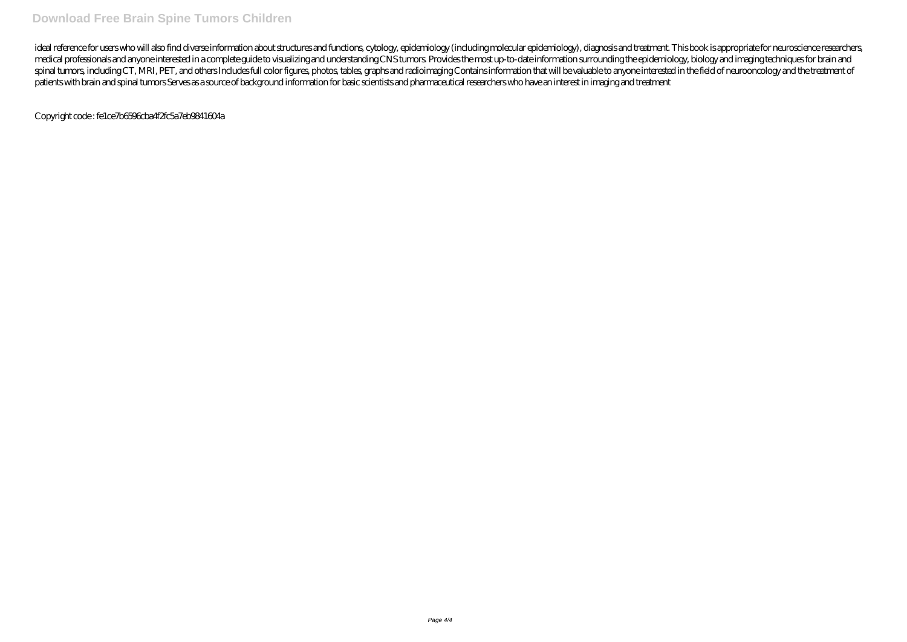ideal reference for users who will also find diverse information about structures and functions, cytology, epidemiology (including molecular epidemiology), diagnosis and treatment. This book is appropriate for neuroscience researchers, medical professionals and anyone interested in a complete guide to visualizing and understanding CNS tumors. Provides the most up-to-date information surrounding the epidemiology, biology and imaging techniques for brain and spinal tumors, including CT, MRI, PET, and others Includes full color figures, photos, tables, graphs and radioimaging Contains information that will be valuable to anyone interested in the field of neurooncology and the treatment of patients with brain and spinal tumors Serves as a source of background information for basic scientists and pharmaceutical researchers who have an interest in imaging and treatment

Copyright code : fe1ce7b6596cba4f2fc5a7eb9841604a